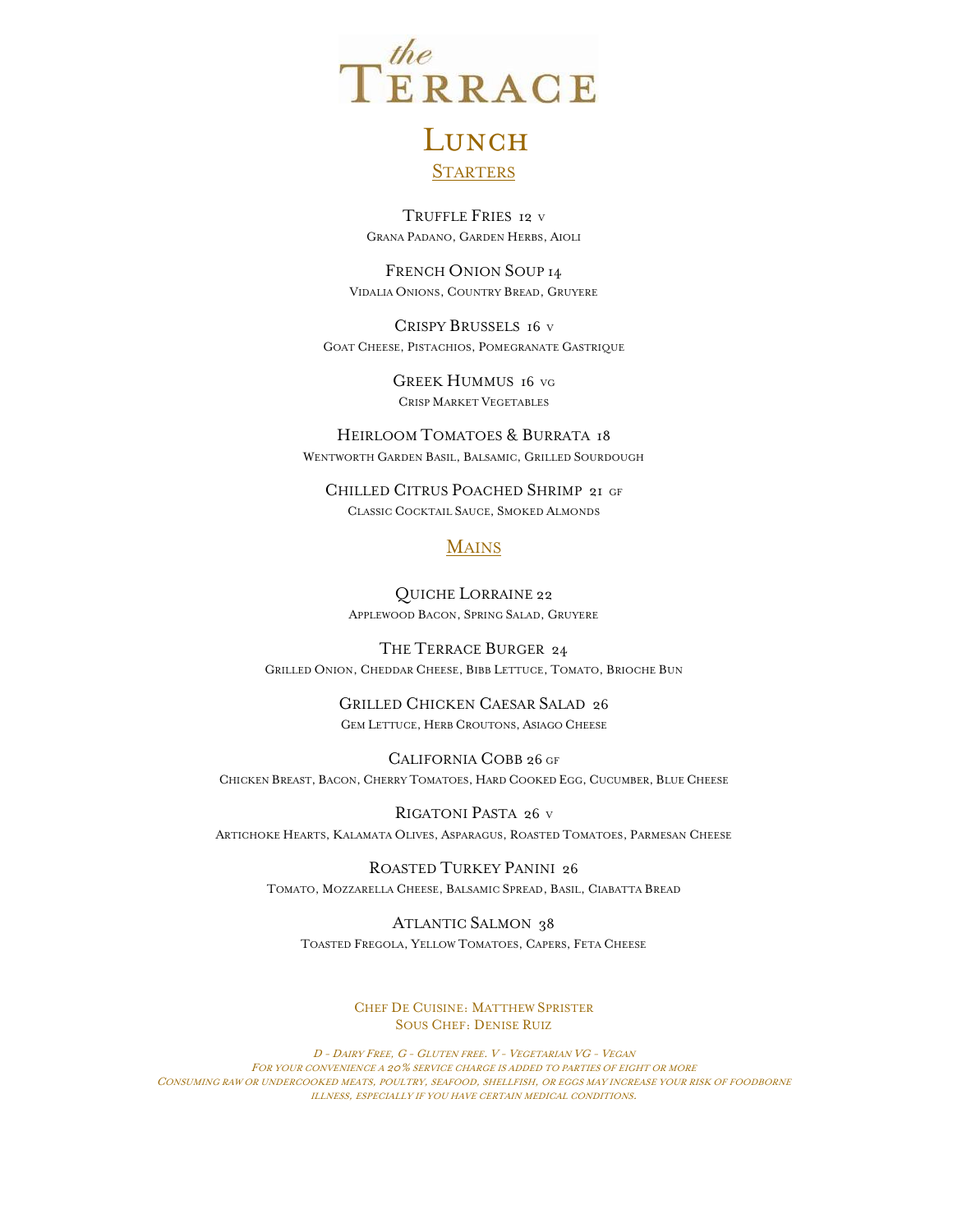# the TERRACE

## LUNCH

### STARTERS

TRUFFLE FRIES 12 V
GRANA PADANO, GARDEN HERBS, AIOLI

FRENCH ONION SOUP 14
VIDALIA ONIONS, COUNTRY BREAD, GRUYERE

CRISPY BRUSSELS 16 V
GOAT CHEESE, PISTACHIOS, POMEGRANATE GASTRIQUE

GREEK HUMMUS 16 VG
CRISP MARKET VEGETABLES

HEIRLOOM TOMATOES & BURRATA 18
WENTWORTH GARDEN BASIL, BALSAMIC, GRILLED SOURDOUGH

CHILLED CITRUS POACHED SHRIMP 21 GF
CLASSIC COCKTAIL SAUCE, SMOKED ALMONDS

### MAINS

QUICHE LORRAINE 22
APPLEWOOD BACON, SPRING SALAD, GRUYERE

THE TERRACE BURGER 24
GRILLED ONION, CHEDDAR CHEESE, BIBB LETTUCE, TOMATO, BRIOCHE BUN

GRILLED CHICKEN CAESAR SALAD 26
GEM LETTUCE, HERB CROUTONS, ASIAGO CHEESE

CALIFORNIA COBB 26 GF
CHICKEN BREAST, BACON, CHERRY TOMATOES, HARD COOKED EGG, CUCUMBER, BLUE CHEESE

RIGATONI PASTA 26 V
ARTICHOKE HEARTS, KALAMATA OLIVES, ASPARAGUS, ROASTED TOMATOES, PARMESAN CHEESE

ROASTED TURKEY PANINI 26
TOMATO, MOZZARELLA CHEESE, BALSAMIC SPREAD, BASIL, CIABATTA BREAD

ATLANTIC SALMON 38
TOASTED FREGOLA, YELLOW TOMATOES, CAPERS, FETA CHEESE

CHEF DE CUISINE: MATTHEW SPRISTER
SOUS CHEF: DENISE RUIZ

*D - DAIRY FREE, G - GLUTEN FREE. V - VEGETARIAN VG - VEGAN*
*FOR YOUR CONVENIENCE A 20% SERVICE CHARGE IS ADDED TO PARTIES OF EIGHT OR MORE*
*CONSUMING RAW OR UNDERCOOKED MEATS, POULTRY, SEAFOOD, SHELLFISH, OR EGGS MAY INCREASE YOUR RISK OF FOODBORNE ILLNESS, ESPECIALLY IF YOU HAVE CERTAIN MEDICAL CONDITIONS.*